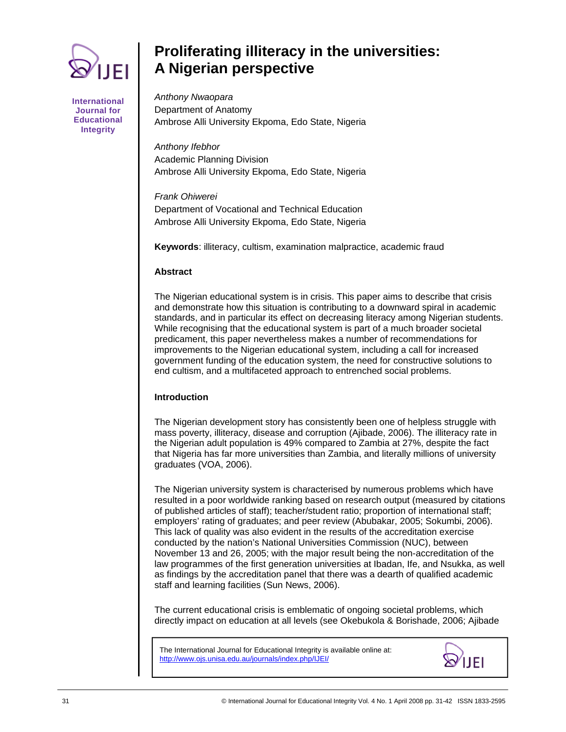# Proliferating illiteracy in the universities: A Nigerian perspective

*Anthony Nwaopara*
Department of Anatomy
Ambrose Alli University Ekpoma, Edo State, Nigeria

*Anthony Ifebhor*
Academic Planning Division
Ambrose Alli University Ekpoma, Edo State, Nigeria

*Frank Ohiwerei*
Department of Vocational and Technical Education
Ambrose Alli University Ekpoma, Edo State, Nigeria

**Keywords**: illiteracy, cultism, examination malpractice, academic fraud

## Abstract

The Nigerian educational system is in crisis. This paper aims to describe that crisis and demonstrate how this situation is contributing to a downward spiral in academic standards, and in particular its effect on decreasing literacy among Nigerian students. While recognising that the educational system is part of a much broader societal predicament, this paper nevertheless makes a number of recommendations for improvements to the Nigerian educational system, including a call for increased government funding of the education system, the need for constructive solutions to end cultism, and a multifaceted approach to entrenched social problems.

## Introduction

The Nigerian development story has consistently been one of helpless struggle with mass poverty, illiteracy, disease and corruption (Ajibade, 2006). The illiteracy rate in the Nigerian adult population is 49% compared to Zambia at 27%, despite the fact that Nigeria has far more universities than Zambia, and literally millions of university graduates (VOA, 2006).

The Nigerian university system is characterised by numerous problems which have resulted in a poor worldwide ranking based on research output (measured by citations of published articles of staff); teacher/student ratio; proportion of international staff; employers' rating of graduates; and peer review (Abubakar, 2005; Sokumbi, 2006). This lack of quality was also evident in the results of the accreditation exercise conducted by the nation's National Universities Commission (NUC), between November 13 and 26, 2005; with the major result being the non-accreditation of the law programmes of the first generation universities at Ibadan, Ife, and Nsukka, as well as findings by the accreditation panel that there was a dearth of qualified academic staff and learning facilities (Sun News, 2006).

The current educational crisis is emblematic of ongoing societal problems, which directly impact on education at all levels (see Okebukola & Borishade, 2006; Ajibade

The International Journal for Educational Integrity is available online at:
http://www.ojs.unisa.edu.au/journals/index.php/IJEI/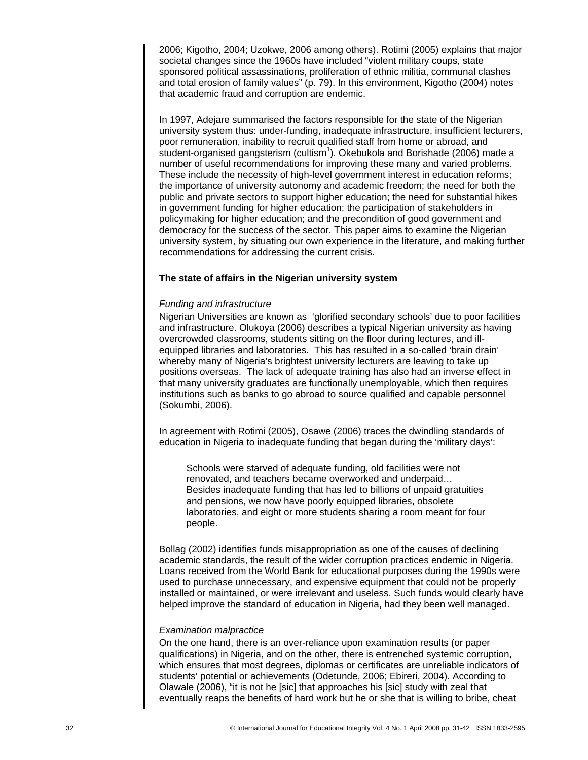2006; Kigotho, 2004; Uzokwe, 2006 among others). Rotimi (2005) explains that major societal changes since the 1960s have included "violent military coups, state sponsored political assassinations, proliferation of ethnic militia, communal clashes and total erosion of family values" (p. 79). In this environment, Kigotho (2004) notes that academic fraud and corruption are endemic.

In 1997, Adejare summarised the factors responsible for the state of the Nigerian university system thus: under-funding, inadequate infrastructure, insufficient lecturers, poor remuneration, inability to recruit qualified staff from home or abroad, and student-organised gangsterism (cultism[1]). Okebukola and Borishade (2006) made a number of useful recommendations for improving these many and varied problems. These include the necessity of high-level government interest in education reforms; the importance of university autonomy and academic freedom; the need for both the public and private sectors to support higher education; the need for substantial hikes in government funding for higher education; the participation of stakeholders in policymaking for higher education; and the precondition of good government and democracy for the success of the sector. This paper aims to examine the Nigerian university system, by situating our own experience in the literature, and making further recommendations for addressing the current crisis.

## The state of affairs in the Nigerian university system

### *Funding and infrastructure*

Nigerian Universities are known as 'glorified secondary schools' due to poor facilities and infrastructure. Olukoya (2006) describes a typical Nigerian university as having overcrowded classrooms, students sitting on the floor during lectures, and ill-equipped libraries and laboratories. This has resulted in a so-called 'brain drain' whereby many of Nigeria's brightest university lecturers are leaving to take up positions overseas. The lack of adequate training has also had an inverse effect in that many university graduates are functionally unemployable, which then requires institutions such as banks to go abroad to source qualified and capable personnel (Sokumbi, 2006).

In agreement with Rotimi (2005), Osawe (2006) traces the dwindling standards of education in Nigeria to inadequate funding that began during the 'military days':

> Schools were starved of adequate funding, old facilities were not renovated, and teachers became overworked and underpaid… Besides inadequate funding that has led to billions of unpaid gratuities and pensions, we now have poorly equipped libraries, obsolete laboratories, and eight or more students sharing a room meant for four people.

Bollag (2002) identifies funds misappropriation as one of the causes of declining academic standards, the result of the wider corruption practices endemic in Nigeria. Loans received from the World Bank for educational purposes during the 1990s were used to purchase unnecessary, and expensive equipment that could not be properly installed or maintained, or were irrelevant and useless. Such funds would clearly have helped improve the standard of education in Nigeria, had they been well managed.

### *Examination malpractice*

On the one hand, there is an over-reliance upon examination results (or paper qualifications) in Nigeria, and on the other, there is entrenched systemic corruption, which ensures that most degrees, diplomas or certificates are unreliable indicators of students' potential or achievements (Odetunde, 2006; Ebireri, 2004). According to Olawale (2006), "it is not he [sic] that approaches his [sic] study with zeal that eventually reaps the benefits of hard work but he or she that is willing to bribe, cheat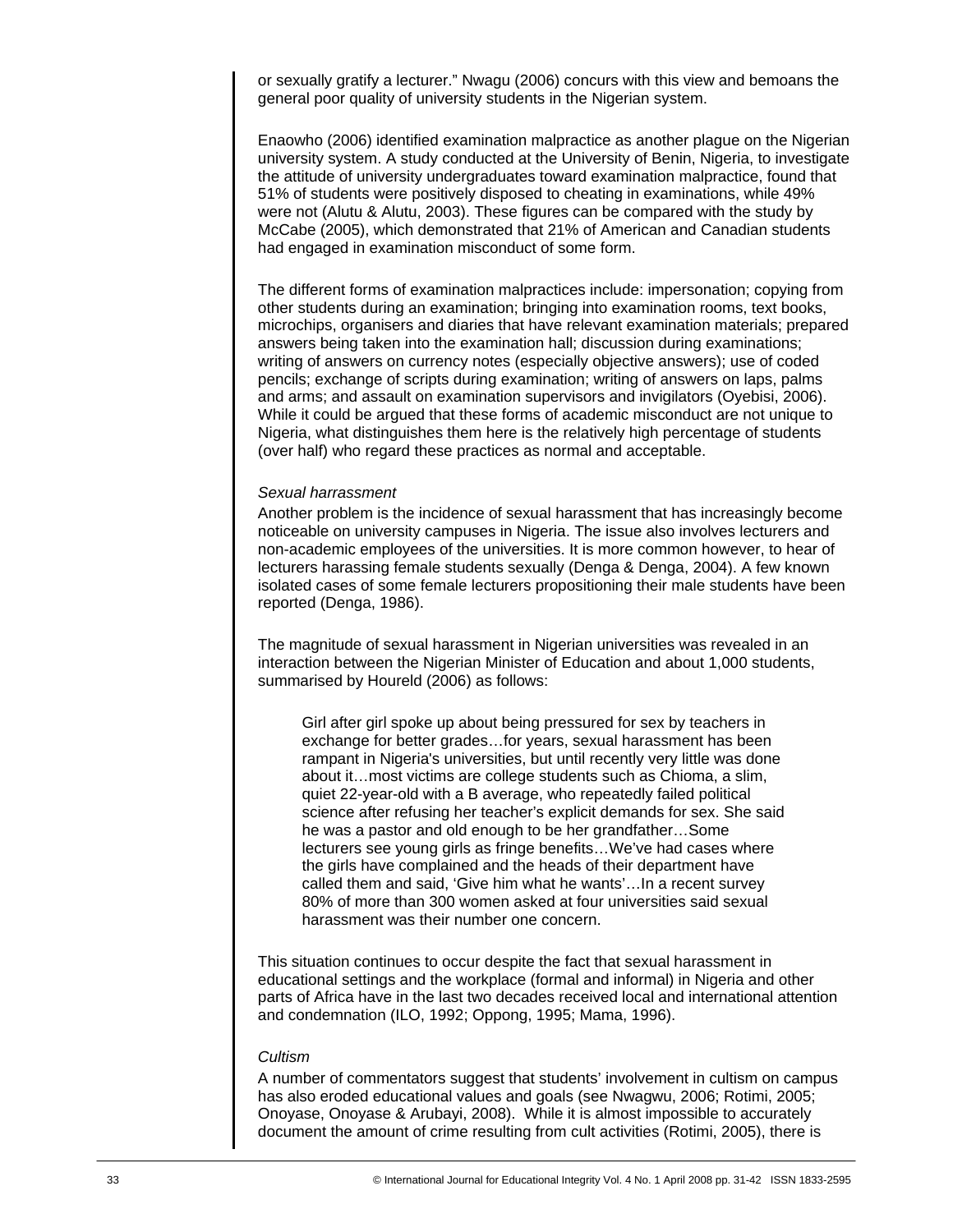or sexually gratify a lecturer." Nwagu (2006) concurs with this view and bemoans the general poor quality of university students in the Nigerian system.

Enaowho (2006) identified examination malpractice as another plague on the Nigerian university system. A study conducted at the University of Benin, Nigeria, to investigate the attitude of university undergraduates toward examination malpractice, found that 51% of students were positively disposed to cheating in examinations, while 49% were not (Alutu & Alutu, 2003). These figures can be compared with the study by McCabe (2005), which demonstrated that 21% of American and Canadian students had engaged in examination misconduct of some form.

The different forms of examination malpractices include: impersonation; copying from other students during an examination; bringing into examination rooms, text books, microchips, organisers and diaries that have relevant examination materials; prepared answers being taken into the examination hall; discussion during examinations; writing of answers on currency notes (especially objective answers); use of coded pencils; exchange of scripts during examination; writing of answers on laps, palms and arms; and assault on examination supervisors and invigilators (Oyebisi, 2006). While it could be argued that these forms of academic misconduct are not unique to Nigeria, what distinguishes them here is the relatively high percentage of students (over half) who regard these practices as normal and acceptable.

*Sexual harrassment*

Another problem is the incidence of sexual harassment that has increasingly become noticeable on university campuses in Nigeria. The issue also involves lecturers and non-academic employees of the universities. It is more common however, to hear of lecturers harassing female students sexually (Denga & Denga, 2004). A few known isolated cases of some female lecturers propositioning their male students have been reported (Denga, 1986).

The magnitude of sexual harassment in Nigerian universities was revealed in an interaction between the Nigerian Minister of Education and about 1,000 students, summarised by Houreld (2006) as follows:

> Girl after girl spoke up about being pressured for sex by teachers in exchange for better grades…for years, sexual harassment has been rampant in Nigeria's universities, but until recently very little was done about it…most victims are college students such as Chioma, a slim, quiet 22-year-old with a B average, who repeatedly failed political science after refusing her teacher's explicit demands for sex. She said he was a pastor and old enough to be her grandfather…Some lecturers see young girls as fringe benefits…We've had cases where the girls have complained and the heads of their department have called them and said, 'Give him what he wants'…In a recent survey 80% of more than 300 women asked at four universities said sexual harassment was their number one concern.

This situation continues to occur despite the fact that sexual harassment in educational settings and the workplace (formal and informal) in Nigeria and other parts of Africa have in the last two decades received local and international attention and condemnation (ILO, 1992; Oppong, 1995; Mama, 1996).

*Cultism*

A number of commentators suggest that students' involvement in cultism on campus has also eroded educational values and goals (see Nwagwu, 2006; Rotimi, 2005; Onoyase, Onoyase & Arubayi, 2008). While it is almost impossible to accurately document the amount of crime resulting from cult activities (Rotimi, 2005), there is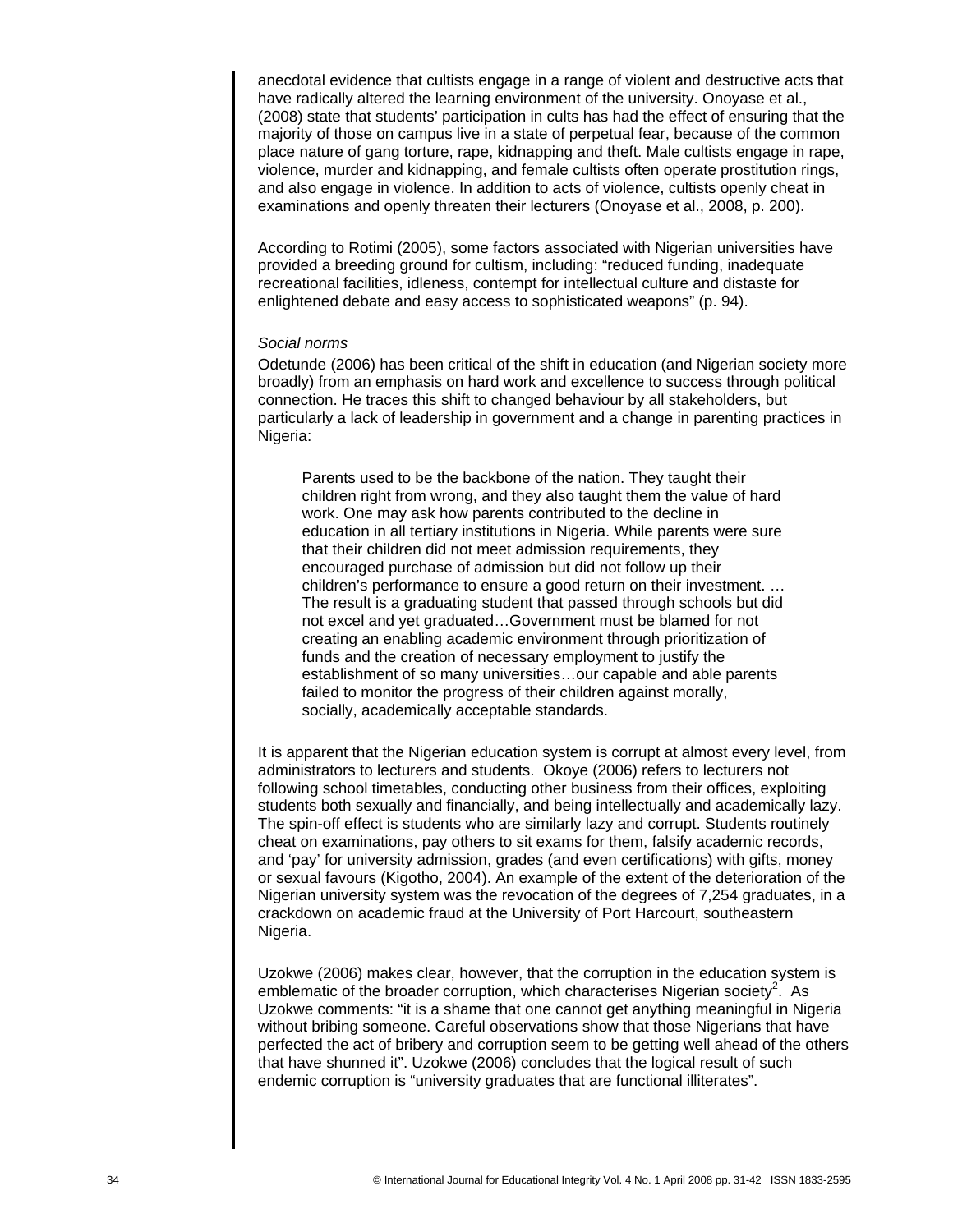anecdotal evidence that cultists engage in a range of violent and destructive acts that have radically altered the learning environment of the university. Onoyase et al., (2008) state that students' participation in cults has had the effect of ensuring that the majority of those on campus live in a state of perpetual fear, because of the common place nature of gang torture, rape, kidnapping and theft. Male cultists engage in rape, violence, murder and kidnapping, and female cultists often operate prostitution rings, and also engage in violence. In addition to acts of violence, cultists openly cheat in examinations and openly threaten their lecturers (Onoyase et al., 2008, p. 200).

According to Rotimi (2005), some factors associated with Nigerian universities have provided a breeding ground for cultism, including: "reduced funding, inadequate recreational facilities, idleness, contempt for intellectual culture and distaste for enlightened debate and easy access to sophisticated weapons" (p. 94).

*Social norms*

Odetunde (2006) has been critical of the shift in education (and Nigerian society more broadly) from an emphasis on hard work and excellence to success through political connection. He traces this shift to changed behaviour by all stakeholders, but particularly a lack of leadership in government and a change in parenting practices in Nigeria:

> Parents used to be the backbone of the nation. They taught their children right from wrong, and they also taught them the value of hard work. One may ask how parents contributed to the decline in education in all tertiary institutions in Nigeria. While parents were sure that their children did not meet admission requirements, they encouraged purchase of admission but did not follow up their children's performance to ensure a good return on their investment. … The result is a graduating student that passed through schools but did not excel and yet graduated…Government must be blamed for not creating an enabling academic environment through prioritization of funds and the creation of necessary employment to justify the establishment of so many universities…our capable and able parents failed to monitor the progress of their children against morally, socially, academically acceptable standards.

It is apparent that the Nigerian education system is corrupt at almost every level, from administrators to lecturers and students. Okoye (2006) refers to lecturers not following school timetables, conducting other business from their offices, exploiting students both sexually and financially, and being intellectually and academically lazy. The spin-off effect is students who are similarly lazy and corrupt. Students routinely cheat on examinations, pay others to sit exams for them, falsify academic records, and 'pay' for university admission, grades (and even certifications) with gifts, money or sexual favours (Kigotho, 2004). An example of the extent of the deterioration of the Nigerian university system was the revocation of the degrees of 7,254 graduates, in a crackdown on academic fraud at the University of Port Harcourt, southeastern Nigeria.

Uzokwe (2006) makes clear, however, that the corruption in the education system is emblematic of the broader corruption, which characterises Nigerian society[2]. As Uzokwe comments: "it is a shame that one cannot get anything meaningful in Nigeria without bribing someone. Careful observations show that those Nigerians that have perfected the act of bribery and corruption seem to be getting well ahead of the others that have shunned it". Uzokwe (2006) concludes that the logical result of such endemic corruption is "university graduates that are functional illiterates".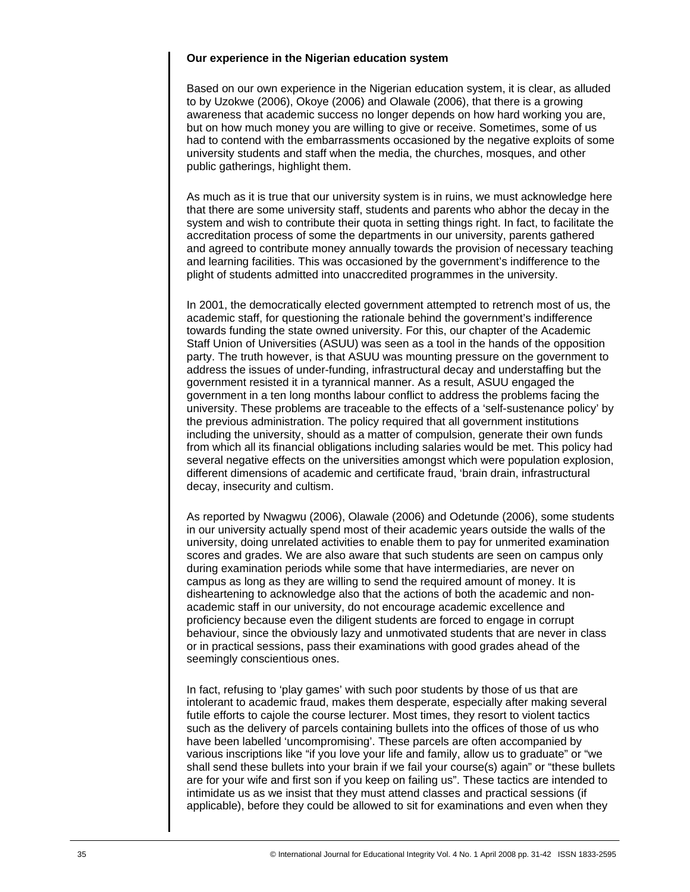**Our experience in the Nigerian education system**

Based on our own experience in the Nigerian education system, it is clear, as alluded to by Uzokwe (2006), Okoye (2006) and Olawale (2006), that there is a growing awareness that academic success no longer depends on how hard working you are, but on how much money you are willing to give or receive. Sometimes, some of us had to contend with the embarrassments occasioned by the negative exploits of some university students and staff when the media, the churches, mosques, and other public gatherings, highlight them.

As much as it is true that our university system is in ruins, we must acknowledge here that there are some university staff, students and parents who abhor the decay in the system and wish to contribute their quota in setting things right. In fact, to facilitate the accreditation process of some the departments in our university, parents gathered and agreed to contribute money annually towards the provision of necessary teaching and learning facilities. This was occasioned by the government's indifference to the plight of students admitted into unaccredited programmes in the university.

In 2001, the democratically elected government attempted to retrench most of us, the academic staff, for questioning the rationale behind the government's indifference towards funding the state owned university. For this, our chapter of the Academic Staff Union of Universities (ASUU) was seen as a tool in the hands of the opposition party. The truth however, is that ASUU was mounting pressure on the government to address the issues of under-funding, infrastructural decay and understaffing but the government resisted it in a tyrannical manner. As a result, ASUU engaged the government in a ten long months labour conflict to address the problems facing the university. These problems are traceable to the effects of a 'self-sustenance policy' by the previous administration. The policy required that all government institutions including the university, should as a matter of compulsion, generate their own funds from which all its financial obligations including salaries would be met. This policy had several negative effects on the universities amongst which were population explosion, different dimensions of academic and certificate fraud, 'brain drain, infrastructural decay, insecurity and cultism.

As reported by Nwagwu (2006), Olawale (2006) and Odetunde (2006), some students in our university actually spend most of their academic years outside the walls of the university, doing unrelated activities to enable them to pay for unmerited examination scores and grades. We are also aware that such students are seen on campus only during examination periods while some that have intermediaries, are never on campus as long as they are willing to send the required amount of money. It is disheartening to acknowledge also that the actions of both the academic and non-academic staff in our university, do not encourage academic excellence and proficiency because even the diligent students are forced to engage in corrupt behaviour, since the obviously lazy and unmotivated students that are never in class or in practical sessions, pass their examinations with good grades ahead of the seemingly conscientious ones.

In fact, refusing to 'play games' with such poor students by those of us that are intolerant to academic fraud, makes them desperate, especially after making several futile efforts to cajole the course lecturer. Most times, they resort to violent tactics such as the delivery of parcels containing bullets into the offices of those of us who have been labelled 'uncompromising'. These parcels are often accompanied by various inscriptions like "if you love your life and family, allow us to graduate" or "we shall send these bullets into your brain if we fail your course(s) again" or "these bullets are for your wife and first son if you keep on failing us". These tactics are intended to intimidate us as we insist that they must attend classes and practical sessions (if applicable), before they could be allowed to sit for examinations and even when they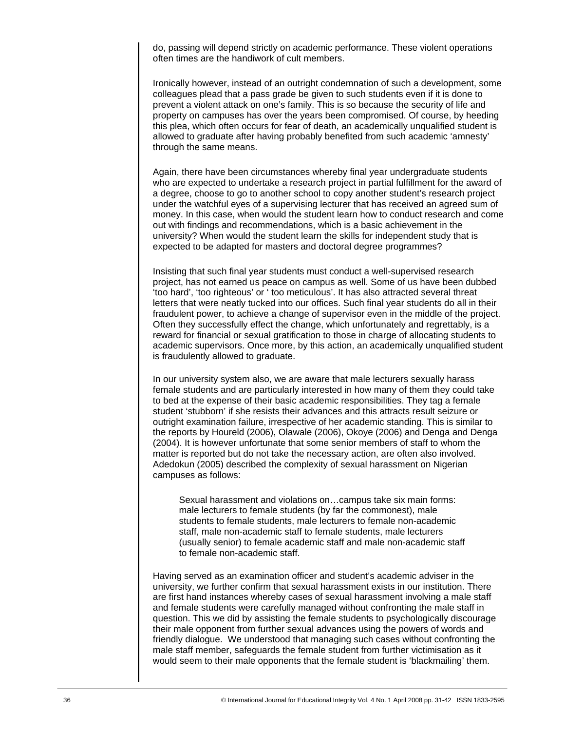do, passing will depend strictly on academic performance. These violent operations often times are the handiwork of cult members.

Ironically however, instead of an outright condemnation of such a development, some colleagues plead that a pass grade be given to such students even if it is done to prevent a violent attack on one's family. This is so because the security of life and property on campuses has over the years been compromised. Of course, by heeding this plea, which often occurs for fear of death, an academically unqualified student is allowed to graduate after having probably benefited from such academic 'amnesty' through the same means.

Again, there have been circumstances whereby final year undergraduate students who are expected to undertake a research project in partial fulfillment for the award of a degree, choose to go to another school to copy another student's research project under the watchful eyes of a supervising lecturer that has received an agreed sum of money. In this case, when would the student learn how to conduct research and come out with findings and recommendations, which is a basic achievement in the university? When would the student learn the skills for independent study that is expected to be adapted for masters and doctoral degree programmes?

Insisting that such final year students must conduct a well-supervised research project, has not earned us peace on campus as well. Some of us have been dubbed 'too hard', 'too righteous' or ' too meticulous'. It has also attracted several threat letters that were neatly tucked into our offices. Such final year students do all in their fraudulent power, to achieve a change of supervisor even in the middle of the project. Often they successfully effect the change, which unfortunately and regrettably, is a reward for financial or sexual gratification to those in charge of allocating students to academic supervisors. Once more, by this action, an academically unqualified student is fraudulently allowed to graduate.

In our university system also, we are aware that male lecturers sexually harass female students and are particularly interested in how many of them they could take to bed at the expense of their basic academic responsibilities. They tag a female student 'stubborn' if she resists their advances and this attracts result seizure or outright examination failure, irrespective of her academic standing. This is similar to the reports by Houreld (2006), Olawale (2006), Okoye (2006) and Denga and Denga (2004). It is however unfortunate that some senior members of staff to whom the matter is reported but do not take the necessary action, are often also involved. Adedokun (2005) described the complexity of sexual harassment on Nigerian campuses as follows:

> Sexual harassment and violations on…campus take six main forms: male lecturers to female students (by far the commonest), male students to female students, male lecturers to female non-academic staff, male non-academic staff to female students, male lecturers (usually senior) to female academic staff and male non-academic staff to female non-academic staff.

Having served as an examination officer and student's academic adviser in the university, we further confirm that sexual harassment exists in our institution. There are first hand instances whereby cases of sexual harassment involving a male staff and female students were carefully managed without confronting the male staff in question. This we did by assisting the female students to psychologically discourage their male opponent from further sexual advances using the powers of words and friendly dialogue. We understood that managing such cases without confronting the male staff member, safeguards the female student from further victimisation as it would seem to their male opponents that the female student is 'blackmailing' them.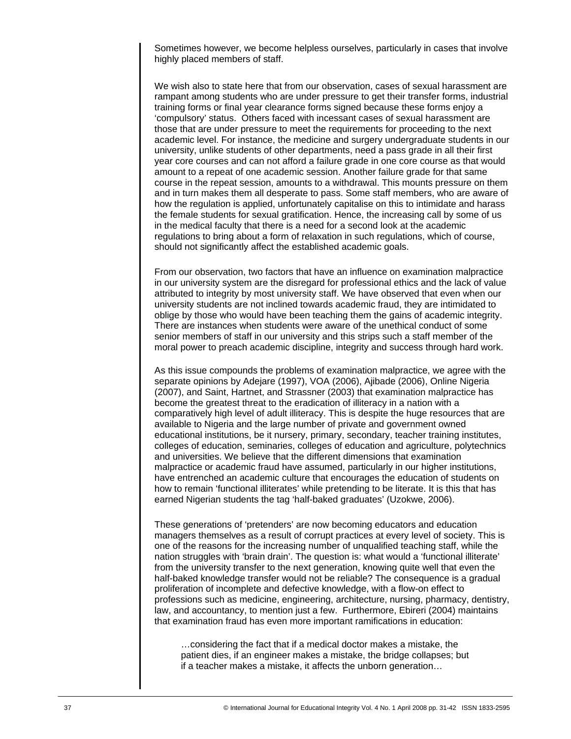Sometimes however, we become helpless ourselves, particularly in cases that involve highly placed members of staff.

We wish also to state here that from our observation, cases of sexual harassment are rampant among students who are under pressure to get their transfer forms, industrial training forms or final year clearance forms signed because these forms enjoy a 'compulsory' status. Others faced with incessant cases of sexual harassment are those that are under pressure to meet the requirements for proceeding to the next academic level. For instance, the medicine and surgery undergraduate students in our university, unlike students of other departments, need a pass grade in all their first year core courses and can not afford a failure grade in one core course as that would amount to a repeat of one academic session. Another failure grade for that same course in the repeat session, amounts to a withdrawal. This mounts pressure on them and in turn makes them all desperate to pass. Some staff members, who are aware of how the regulation is applied, unfortunately capitalise on this to intimidate and harass the female students for sexual gratification. Hence, the increasing call by some of us in the medical faculty that there is a need for a second look at the academic regulations to bring about a form of relaxation in such regulations, which of course, should not significantly affect the established academic goals.

From our observation, two factors that have an influence on examination malpractice in our university system are the disregard for professional ethics and the lack of value attributed to integrity by most university staff. We have observed that even when our university students are not inclined towards academic fraud, they are intimidated to oblige by those who would have been teaching them the gains of academic integrity. There are instances when students were aware of the unethical conduct of some senior members of staff in our university and this strips such a staff member of the moral power to preach academic discipline, integrity and success through hard work.

As this issue compounds the problems of examination malpractice, we agree with the separate opinions by Adejare (1997), VOA (2006), Ajibade (2006), Online Nigeria (2007), and Saint, Hartnet, and Strassner (2003) that examination malpractice has become the greatest threat to the eradication of illiteracy in a nation with a comparatively high level of adult illiteracy. This is despite the huge resources that are available to Nigeria and the large number of private and government owned educational institutions, be it nursery, primary, secondary, teacher training institutes, colleges of education, seminaries, colleges of education and agriculture, polytechnics and universities. We believe that the different dimensions that examination malpractice or academic fraud have assumed, particularly in our higher institutions, have entrenched an academic culture that encourages the education of students on how to remain 'functional illiterates' while pretending to be literate. It is this that has earned Nigerian students the tag 'half-baked graduates' (Uzokwe, 2006).

These generations of 'pretenders' are now becoming educators and education managers themselves as a result of corrupt practices at every level of society. This is one of the reasons for the increasing number of unqualified teaching staff, while the nation struggles with 'brain drain'. The question is: what would a 'functional illiterate' from the university transfer to the next generation, knowing quite well that even the half-baked knowledge transfer would not be reliable? The consequence is a gradual proliferation of incomplete and defective knowledge, with a flow-on effect to professions such as medicine, engineering, architecture, nursing, pharmacy, dentistry, law, and accountancy, to mention just a few. Furthermore, Ebireri (2004) maintains that examination fraud has even more important ramifications in education:

> …considering the fact that if a medical doctor makes a mistake, the patient dies, if an engineer makes a mistake, the bridge collapses; but if a teacher makes a mistake, it affects the unborn generation…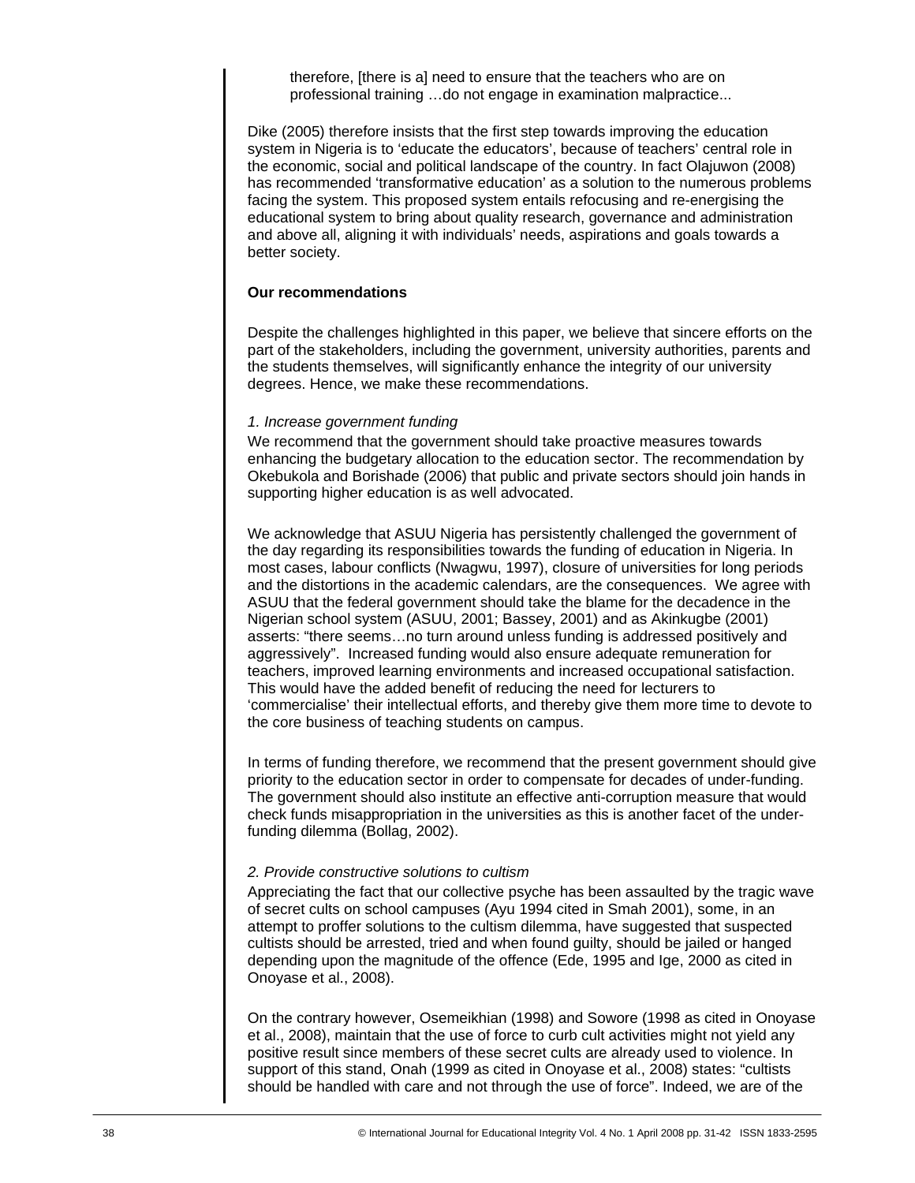> therefore, [there is a] need to ensure that the teachers who are on professional training …do not engage in examination malpractice...

Dike (2005) therefore insists that the first step towards improving the education system in Nigeria is to 'educate the educators', because of teachers' central role in the economic, social and political landscape of the country. In fact Olajuwon (2008) has recommended 'transformative education' as a solution to the numerous problems facing the system. This proposed system entails refocusing and re-energising the educational system to bring about quality research, governance and administration and above all, aligning it with individuals' needs, aspirations and goals towards a better society.

**Our recommendations**

Despite the challenges highlighted in this paper, we believe that sincere efforts on the part of the stakeholders, including the government, university authorities, parents and the students themselves, will significantly enhance the integrity of our university degrees. Hence, we make these recommendations.

*1. Increase government funding*

We recommend that the government should take proactive measures towards enhancing the budgetary allocation to the education sector. The recommendation by Okebukola and Borishade (2006) that public and private sectors should join hands in supporting higher education is as well advocated.

We acknowledge that ASUU Nigeria has persistently challenged the government of the day regarding its responsibilities towards the funding of education in Nigeria. In most cases, labour conflicts (Nwagwu, 1997), closure of universities for long periods and the distortions in the academic calendars, are the consequences. We agree with ASUU that the federal government should take the blame for the decadence in the Nigerian school system (ASUU, 2001; Bassey, 2001) and as Akinkugbe (2001) asserts: "there seems…no turn around unless funding is addressed positively and aggressively". Increased funding would also ensure adequate remuneration for teachers, improved learning environments and increased occupational satisfaction. This would have the added benefit of reducing the need for lecturers to 'commercialise' their intellectual efforts, and thereby give them more time to devote to the core business of teaching students on campus.

In terms of funding therefore, we recommend that the present government should give priority to the education sector in order to compensate for decades of under-funding. The government should also institute an effective anti-corruption measure that would check funds misappropriation in the universities as this is another facet of the under-funding dilemma (Bollag, 2002).

*2. Provide constructive solutions to cultism*

Appreciating the fact that our collective psyche has been assaulted by the tragic wave of secret cults on school campuses (Ayu 1994 cited in Smah 2001), some, in an attempt to proffer solutions to the cultism dilemma, have suggested that suspected cultists should be arrested, tried and when found guilty, should be jailed or hanged depending upon the magnitude of the offence (Ede, 1995 and Ige, 2000 as cited in Onoyase et al., 2008).

On the contrary however, Osemeikhian (1998) and Sowore (1998 as cited in Onoyase et al., 2008), maintain that the use of force to curb cult activities might not yield any positive result since members of these secret cults are already used to violence. In support of this stand, Onah (1999 as cited in Onoyase et al., 2008) states: "cultists should be handled with care and not through the use of force". Indeed, we are of the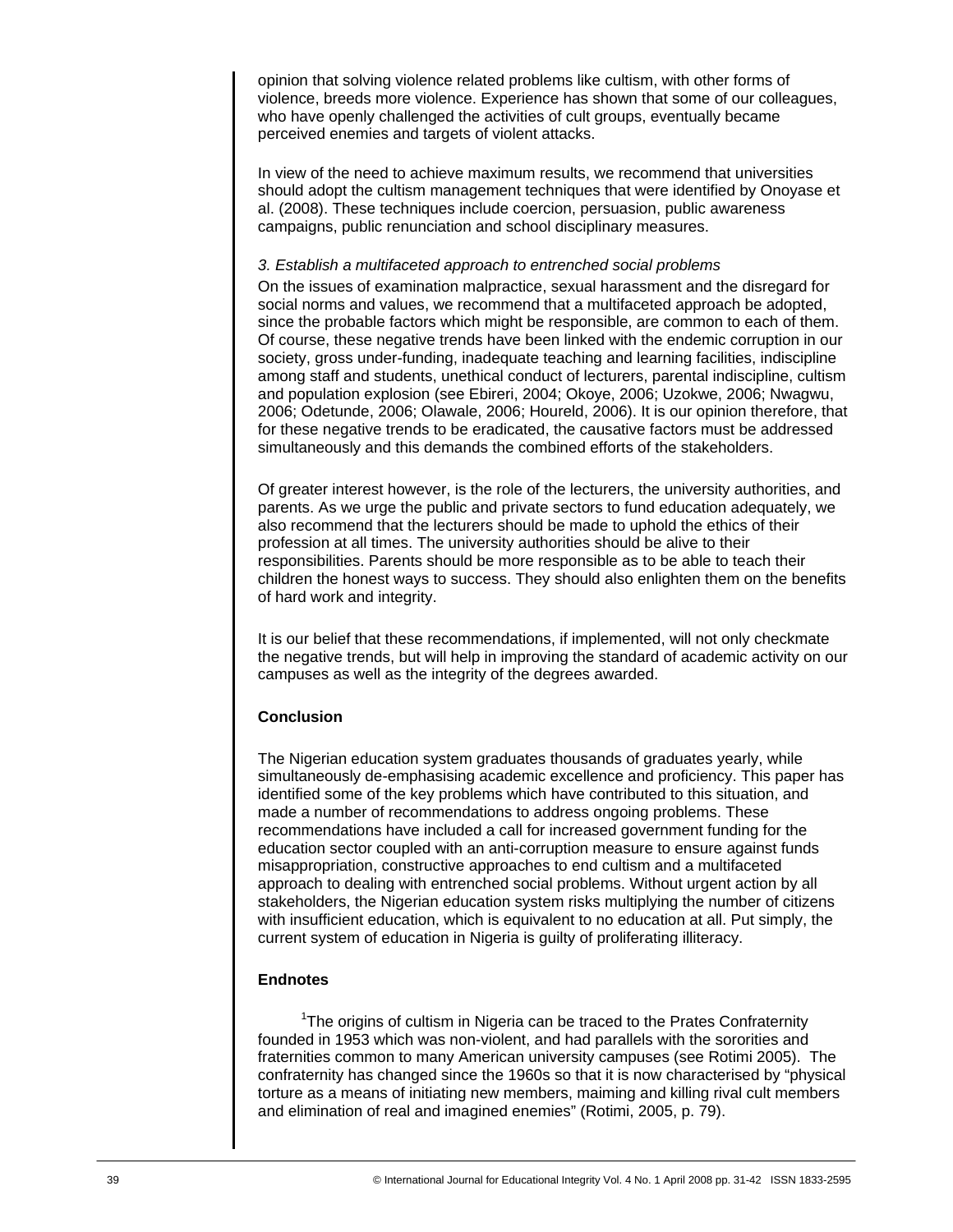opinion that solving violence related problems like cultism, with other forms of violence, breeds more violence. Experience has shown that some of our colleagues, who have openly challenged the activities of cult groups, eventually became perceived enemies and targets of violent attacks.

In view of the need to achieve maximum results, we recommend that universities should adopt the cultism management techniques that were identified by Onoyase et al. (2008). These techniques include coercion, persuasion, public awareness campaigns, public renunciation and school disciplinary measures.

*3. Establish a multifaceted approach to entrenched social problems*

On the issues of examination malpractice, sexual harassment and the disregard for social norms and values, we recommend that a multifaceted approach be adopted, since the probable factors which might be responsible, are common to each of them. Of course, these negative trends have been linked with the endemic corruption in our society, gross under-funding, inadequate teaching and learning facilities, indiscipline among staff and students, unethical conduct of lecturers, parental indiscipline, cultism and population explosion (see Ebireri, 2004; Okoye, 2006; Uzokwe, 2006; Nwagwu, 2006; Odetunde, 2006; Olawale, 2006; Houreld, 2006). It is our opinion therefore, that for these negative trends to be eradicated, the causative factors must be addressed simultaneously and this demands the combined efforts of the stakeholders.

Of greater interest however, is the role of the lecturers, the university authorities, and parents. As we urge the public and private sectors to fund education adequately, we also recommend that the lecturers should be made to uphold the ethics of their profession at all times. The university authorities should be alive to their responsibilities. Parents should be more responsible as to be able to teach their children the honest ways to success. They should also enlighten them on the benefits of hard work and integrity.

It is our belief that these recommendations, if implemented, will not only checkmate the negative trends, but will help in improving the standard of academic activity on our campuses as well as the integrity of the degrees awarded.

**Conclusion**

The Nigerian education system graduates thousands of graduates yearly, while simultaneously de-emphasising academic excellence and proficiency. This paper has identified some of the key problems which have contributed to this situation, and made a number of recommendations to address ongoing problems. These recommendations have included a call for increased government funding for the education sector coupled with an anti-corruption measure to ensure against funds misappropriation, constructive approaches to end cultism and a multifaceted approach to dealing with entrenched social problems. Without urgent action by all stakeholders, the Nigerian education system risks multiplying the number of citizens with insufficient education, which is equivalent to no education at all. Put simply, the current system of education in Nigeria is guilty of proliferating illiteracy.

**Endnotes**

[1]The origins of cultism in Nigeria can be traced to the Prates Confraternity founded in 1953 which was non-violent, and had parallels with the sororities and fraternities common to many American university campuses (see Rotimi 2005). The confraternity has changed since the 1960s so that it is now characterised by "physical torture as a means of initiating new members, maiming and killing rival cult members and elimination of real and imagined enemies" (Rotimi, 2005, p. 79).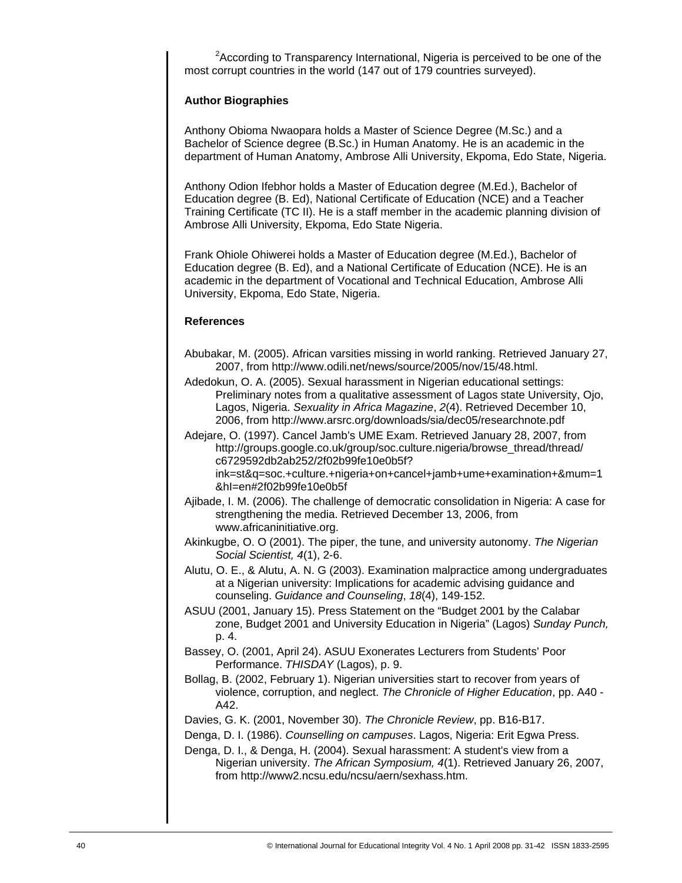[2]According to Transparency International, Nigeria is perceived to be one of the most corrupt countries in the world (147 out of 179 countries surveyed).

**Author Biographies**

Anthony Obioma Nwaopara holds a Master of Science Degree (M.Sc.) and a Bachelor of Science degree (B.Sc.) in Human Anatomy. He is an academic in the department of Human Anatomy, Ambrose Alli University, Ekpoma, Edo State, Nigeria.

Anthony Odion Ifebhor holds a Master of Education degree (M.Ed.), Bachelor of Education degree (B. Ed), National Certificate of Education (NCE) and a Teacher Training Certificate (TC II). He is a staff member in the academic planning division of Ambrose Alli University, Ekpoma, Edo State Nigeria.

Frank Ohiole Ohiwerei holds a Master of Education degree (M.Ed.), Bachelor of Education degree (B. Ed), and a National Certificate of Education (NCE). He is an academic in the department of Vocational and Technical Education, Ambrose Alli University, Ekpoma, Edo State, Nigeria.

**References**

Abubakar, M. (2005). African varsities missing in world ranking. Retrieved January 27, 2007, from http://www.odili.net/news/source/2005/nov/15/48.html.

Adedokun, O. A. (2005). Sexual harassment in Nigerian educational settings: Preliminary notes from a qualitative assessment of Lagos state University, Ojo, Lagos, Nigeria. *Sexuality in Africa Magazine*, *2*(4). Retrieved December 10, 2006, from http://www.arsrc.org/downloads/sia/dec05/researchnote.pdf

Adejare, O. (1997). Cancel Jamb's UME Exam. Retrieved January 28, 2007, from http://groups.google.co.uk/group/soc.culture.nigeria/browse_thread/thread/c6729592db2ab252/2f02b99fe10e0b5f?ink=st&q=soc.+culture.+nigeria+on+cancel+jamb+ume+examination+&mum=1&hl=en#2f02b99fe10e0b5f

Ajibade, I. M. (2006). The challenge of democratic consolidation in Nigeria: A case for strengthening the media. Retrieved December 13, 2006, from www.africaninitiative.org.

Akinkugbe, O. O (2001). The piper, the tune, and university autonomy. *The Nigerian Social Scientist, 4*(1), 2-6.

Alutu, O. E., & Alutu, A. N. G (2003). Examination malpractice among undergraduates at a Nigerian university: Implications for academic advising guidance and counseling. *Guidance and Counseling*, *18*(4), 149-152.

ASUU (2001, January 15). Press Statement on the "Budget 2001 by the Calabar zone, Budget 2001 and University Education in Nigeria" (Lagos) *Sunday Punch,* p. 4.

Bassey, O. (2001, April 24). ASUU Exonerates Lecturers from Students' Poor Performance. *THISDAY* (Lagos), p. 9.

Bollag, B. (2002, February 1). Nigerian universities start to recover from years of violence, corruption, and neglect. *The Chronicle of Higher Education*, pp. A40 - A42.

Davies, G. K. (2001, November 30). *The Chronicle Review*, pp. B16-B17.

Denga, D. I. (1986). *Counselling on campuses*. Lagos, Nigeria: Erit Egwa Press.

Denga, D. I., & Denga, H. (2004). Sexual harassment: A student's view from a Nigerian university. *The African Symposium, 4*(1). Retrieved January 26, 2007, from http://www2.ncsu.edu/ncsu/aern/sexhass.htm.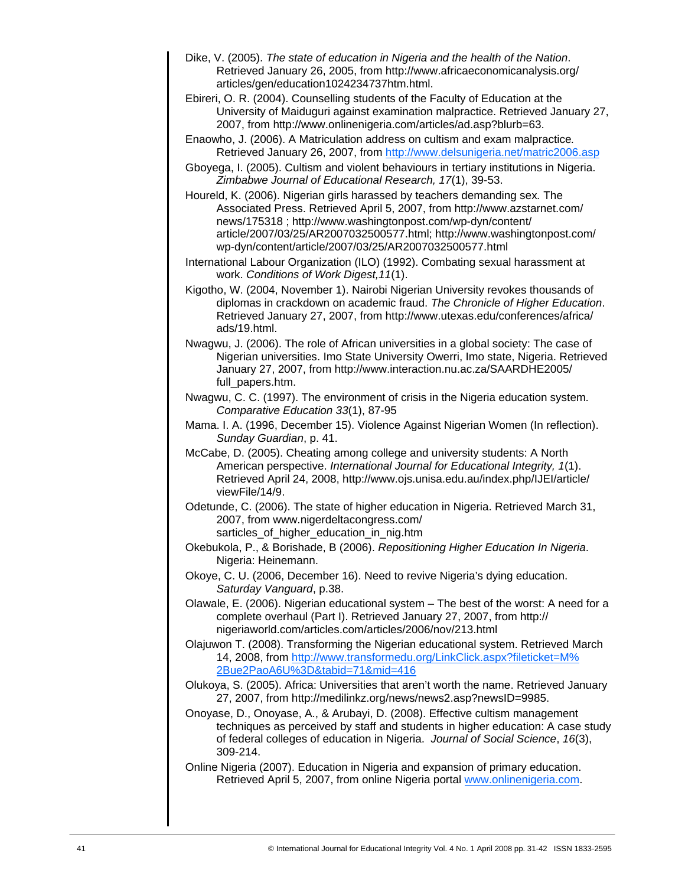Dike, V. (2005). *The state of education in Nigeria and the health of the Nation*. Retrieved January 26, 2005, from http://www.africaeconomicanalysis.org/articles/gen/education1024234737htm.html.

Ebireri, O. R. (2004). Counselling students of the Faculty of Education at the University of Maiduguri against examination malpractice. Retrieved January 27, 2007, from http://www.onlinenigeria.com/articles/ad.asp?blurb=63.

Enaowho, J. (2006). A Matriculation address on cultism and exam malpractice*.* Retrieved January 26, 2007, from http://www.delsunigeria.net/matric2006.asp

Gboyega, I. (2005). Cultism and violent behaviours in tertiary institutions in Nigeria. *Zimbabwe Journal of Educational Research, 17*(1), 39-53.

Houreld, K. (2006). Nigerian girls harassed by teachers demanding sex*.* The Associated Press. Retrieved April 5, 2007, from http://www.azstarnet.com/news/175318 ; http://www.washingtonpost.com/wp-dyn/content/article/2007/03/25/AR2007032500577.html; http://www.washingtonpost.com/wp-dyn/content/article/2007/03/25/AR2007032500577.html

International Labour Organization (ILO) (1992). Combating sexual harassment at work. *Conditions of Work Digest,11*(1).

Kigotho, W. (2004, November 1). Nairobi Nigerian University revokes thousands of diplomas in crackdown on academic fraud. *The Chronicle of Higher Education*. Retrieved January 27, 2007, from http://www.utexas.edu/conferences/africa/ads/19.html.

Nwagwu, J. (2006). The role of African universities in a global society: The case of Nigerian universities. Imo State University Owerri, Imo state, Nigeria. Retrieved January 27, 2007, from http://www.interaction.nu.ac.za/SAARDHE2005/full_papers.htm.

Nwagwu, C. C. (1997). The environment of crisis in the Nigeria education system*.* *Comparative Education 33*(1), 87-95

Mama. I. A. (1996, December 15). Violence Against Nigerian Women (In reflection). *Sunday Guardian*, p. 41.

McCabe, D. (2005). Cheating among college and university students: A North American perspective. *International Journal for Educational Integrity, 1*(1). Retrieved April 24, 2008, http://www.ojs.unisa.edu.au/index.php/IJEI/article/viewFile/14/9.

Odetunde, C. (2006). The state of higher education in Nigeria. Retrieved March 31, 2007, from www.nigerdeltacongress.com/sarticles_of_higher_education_in_nig.htm

Okebukola, P., & Borishade, B (2006). *Repositioning Higher Education In Nigeria*. Nigeria: Heinemann.

Okoye, C. U. (2006, December 16). Need to revive Nigeria's dying education. *Saturday Vanguard*, p.38.

Olawale, E. (2006). Nigerian educational system – The best of the worst: A need for a complete overhaul (Part I). Retrieved January 27, 2007, from http://nigeriaworld.com/articles.com/articles/2006/nov/213.html

Olajuwon T. (2008). Transforming the Nigerian educational system. Retrieved March 14, 2008, from http://www.transformedu.org/LinkClick.aspx?fileticket=M%2Bue2PaoA6U%3D&tabid=71&mid=416

Olukoya, S. (2005). Africa: Universities that aren't worth the name. Retrieved January 27, 2007, from http://medilinkz.org/news/news2.asp?newsID=9985.

Onoyase, D., Onoyase, A., & Arubayi, D. (2008). Effective cultism management techniques as perceived by staff and students in higher education: A case study of federal colleges of education in Nigeria. *Journal of Social Science*, *16*(3), 309-214.

Online Nigeria (2007). Education in Nigeria and expansion of primary education. Retrieved April 5, 2007, from online Nigeria portal www.onlinenigeria.com.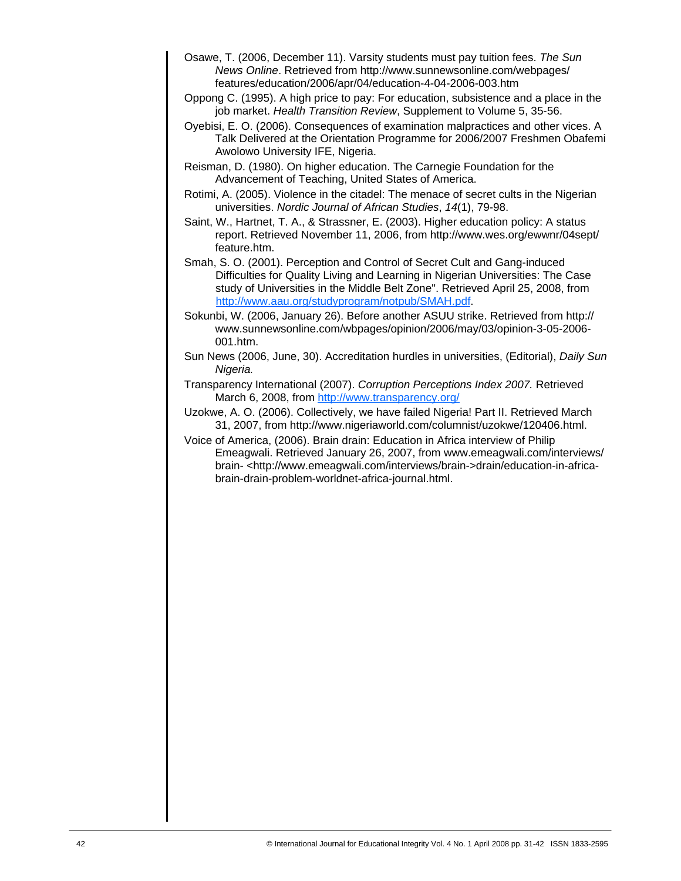Osawe, T. (2006, December 11). Varsity students must pay tuition fees. *The Sun News Online*. Retrieved from http://www.sunnewsonline.com/webpages/features/education/2006/apr/04/education-4-04-2006-003.htm

Oppong C. (1995). A high price to pay: For education, subsistence and a place in the job market. *Health Transition Review*, Supplement to Volume 5, 35-56.

Oyebisi, E. O. (2006). Consequences of examination malpractices and other vices. A Talk Delivered at the Orientation Programme for 2006/2007 Freshmen Obafemi Awolowo University IFE, Nigeria.

Reisman, D. (1980). On higher education. The Carnegie Foundation for the Advancement of Teaching, United States of America.

Rotimi, A. (2005). Violence in the citadel: The menace of secret cults in the Nigerian universities. *Nordic Journal of African Studies*, *14*(1), 79-98.

Saint, W., Hartnet, T. A., & Strassner, E. (2003). Higher education policy: A status report. Retrieved November 11, 2006, from http://www.wes.org/ewwnr/04sept/feature.htm.

Smah, S. O. (2001). Perception and Control of Secret Cult and Gang-induced Difficulties for Quality Living and Learning in Nigerian Universities: The Case study of Universities in the Middle Belt Zone". Retrieved April 25, 2008, from http://www.aau.org/studyprogram/notpub/SMAH.pdf.

Sokunbi, W. (2006, January 26). Before another ASUU strike. Retrieved from http://www.sunnewsonline.com/wbpages/opinion/2006/may/03/opinion-3-05-2006-001.htm.

Sun News (2006, June, 30). Accreditation hurdles in universities, (Editorial), *Daily Sun Nigeria.*

Transparency International (2007). *Corruption Perceptions Index 2007.* Retrieved March 6, 2008, from http://www.transparency.org/

Uzokwe, A. O. (2006). Collectively, we have failed Nigeria! Part II. Retrieved March 31, 2007, from http://www.nigeriaworld.com/columnist/uzokwe/120406.html.

Voice of America, (2006). Brain drain: Education in Africa interview of Philip Emeagwali. Retrieved January 26, 2007, from www.emeagwali.com/interviews/brain- <http://www.emeagwali.com/interviews/brain->drain/education-in-africa-brain-drain-problem-worldnet-africa-journal.html.